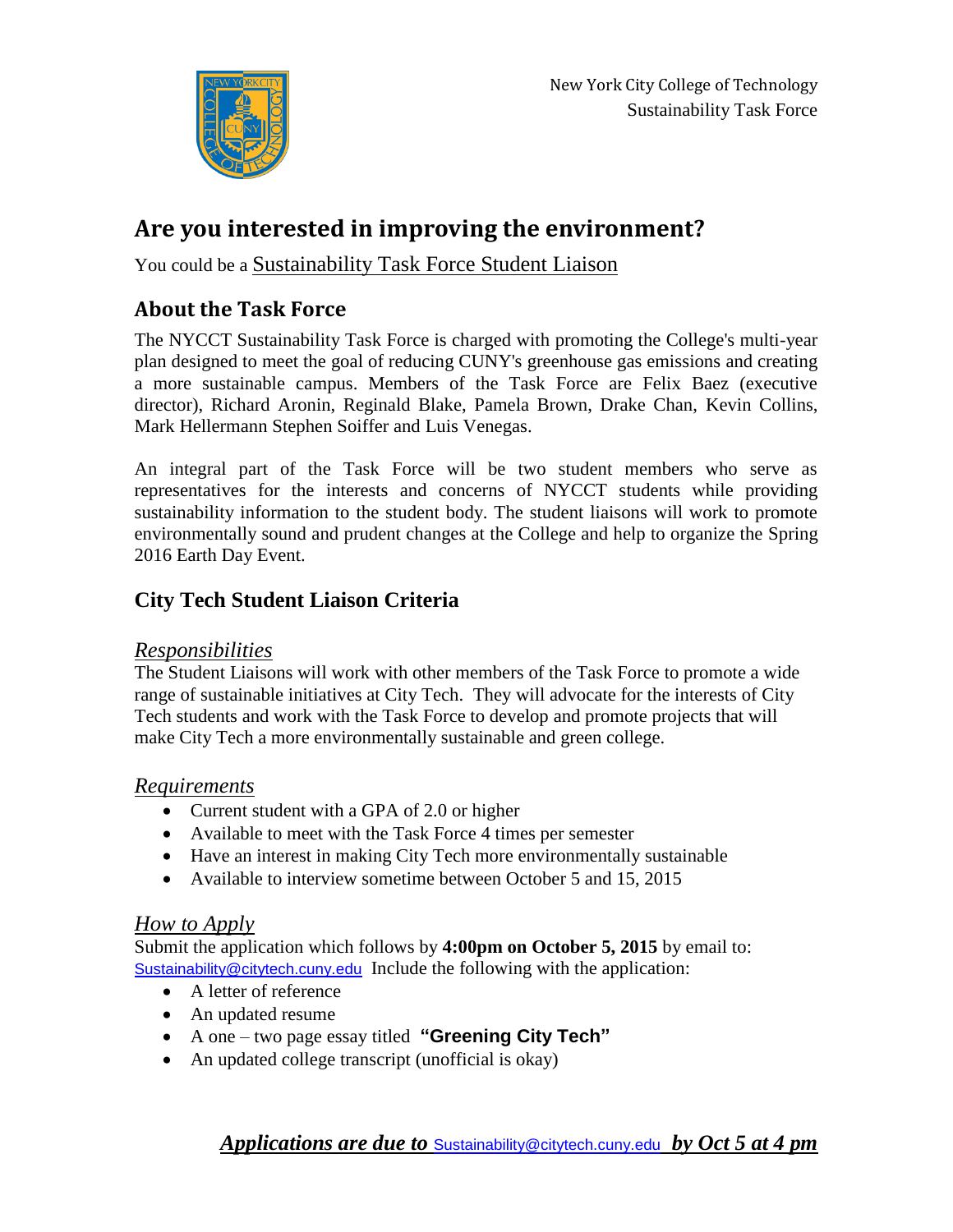New York City College of Technology
Sustainability Task Force

# Are you interested in improving the environment?

You could be a Sustainability Task Force Student Liaison

## About the Task Force

The NYCCT Sustainability Task Force is charged with promoting the College's multi-year plan designed to meet the goal of reducing CUNY's greenhouse gas emissions and creating a more sustainable campus. Members of the Task Force are Felix Baez (executive director), Richard Aronin, Reginald Blake, Pamela Brown, Drake Chan, Kevin Collins, Mark Hellermann Stephen Soiffer and Luis Venegas.

An integral part of the Task Force will be two student members who serve as representatives for the interests and concerns of NYCCT students while providing sustainability information to the student body. The student liaisons will work to promote environmentally sound and prudent changes at the College and help to organize the Spring 2016 Earth Day Event.

## City Tech Student Liaison Criteria

### *Responsibilities*

The Student Liaisons will work with other members of the Task Force to promote a wide range of sustainable initiatives at City Tech. They will advocate for the interests of City Tech students and work with the Task Force to develop and promote projects that will make City Tech a more environmentally sustainable and green college.

### *Requirements*

- Current student with a GPA of 2.0 or higher
- Available to meet with the Task Force 4 times per semester
- Have an interest in making City Tech more environmentally sustainable
- Available to interview sometime between October 5 and 15, 2015

### *How to Apply*

Submit the application which follows by **4:00pm on October 5, 2015** by email to: Sustainability@citytech.cuny.edu Include the following with the application:

- A letter of reference
- An updated resume
- A one – two page essay titled **"Greening City Tech"**
- An updated college transcript (unofficial is okay)

***Applications are due to Sustainability@citytech.cuny.edu by Oct 5 at 4 pm***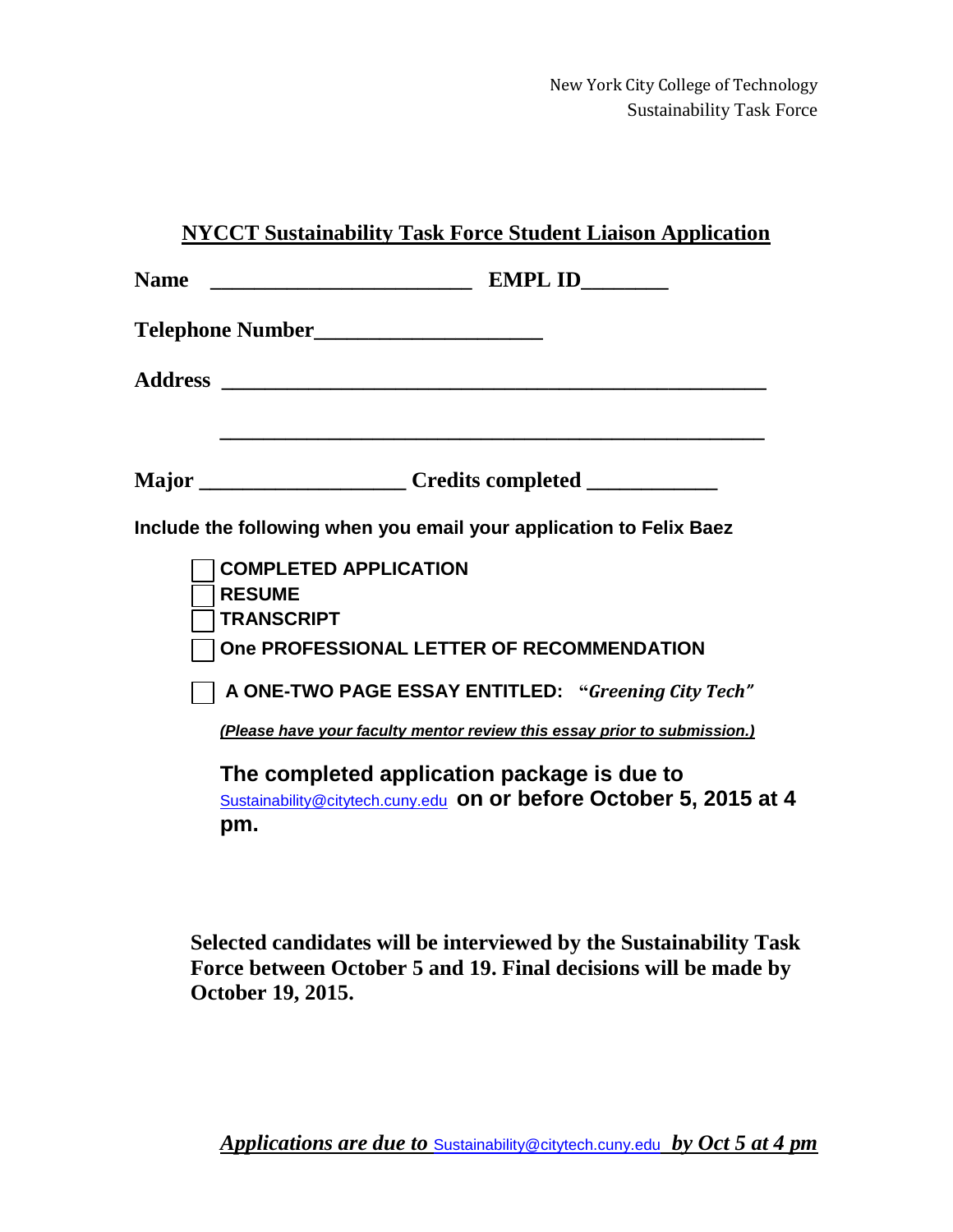New York City College of Technology
Sustainability Task Force

**NYCCT Sustainability Task Force Student Liaison Application**

**Name** ________________________ **EMPL ID**________

**Telephone Number**____________________

**Address** __________________________________________________

__________________________________________________

**Major** __________________ **Credits completed** ___________

**Include the following when you email your application to Felix Baez**

- ☐ **COMPLETED APPLICATION**
- ☐ **RESUME**
- ☐ **TRANSCRIPT**
- ☐ **One PROFESSIONAL LETTER OF RECOMMENDATION**
- ☐ **A ONE-TWO PAGE ESSAY ENTITLED: "*Greening City Tech*"**

***(Please have your faculty mentor review this essay prior to submission.)***

**The completed application package is due to** Sustainability@citytech.cuny.edu **on or before October 5, 2015 at 4 pm.**

**Selected candidates will be interviewed by the Sustainability Task Force between October 5 and 19. Final decisions will be made by October 19, 2015.**

***Applications are due to*** Sustainability@citytech.cuny.edu ***by Oct 5 at 4 pm***